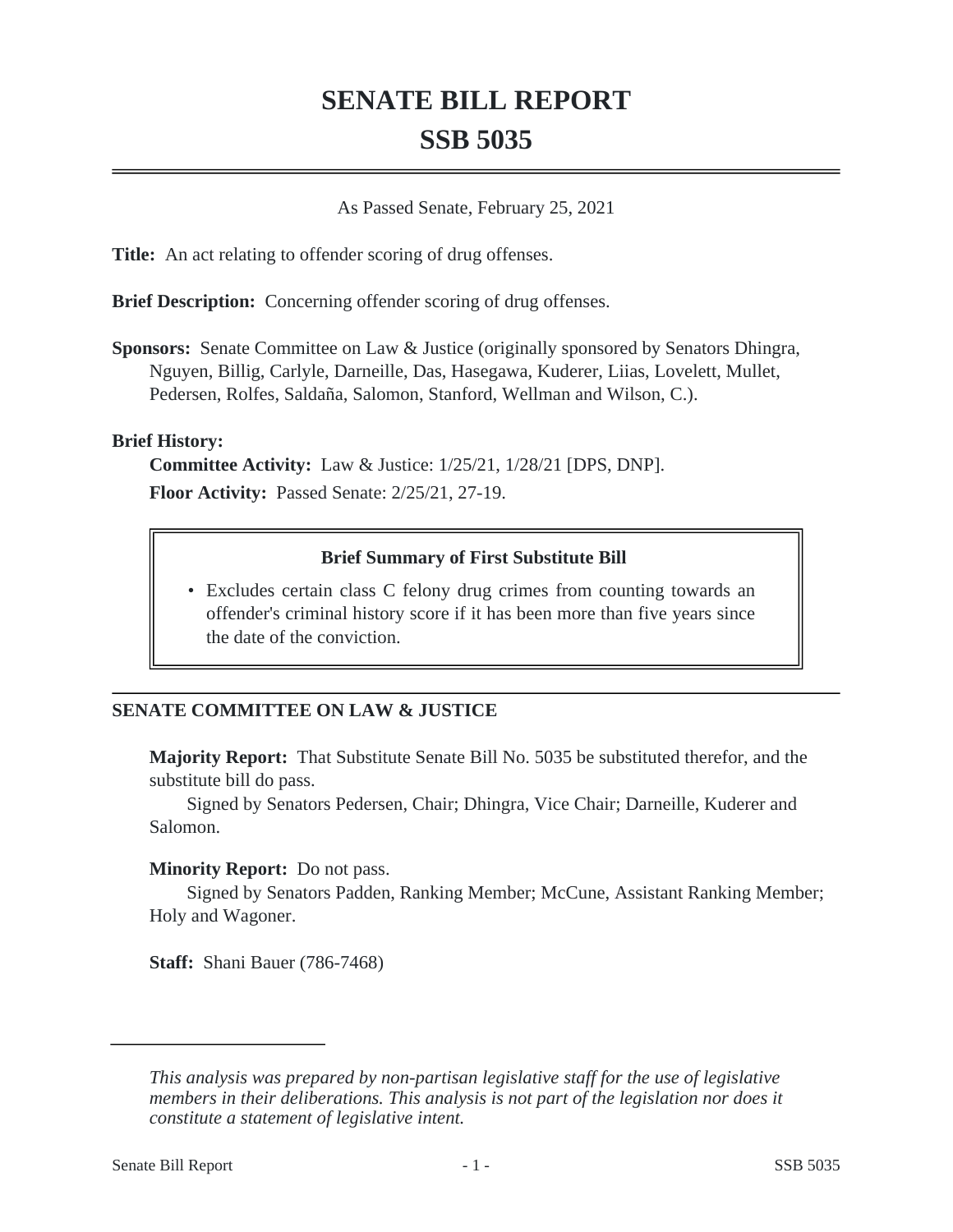# SENATE BILL REPORT

# SSB 5035

As Passed Senate, February 25, 2021

**Title:** An act relating to offender scoring of drug offenses.

**Brief Description:** Concerning offender scoring of drug offenses.

**Sponsors:** Senate Committee on Law & Justice (originally sponsored by Senators Dhingra, Nguyen, Billig, Carlyle, Darneille, Das, Hasegawa, Kuderer, Liias, Lovelett, Mullet, Pedersen, Rolfes, Saldaña, Salomon, Stanford, Wellman and Wilson, C.).

**Brief History:**

**Committee Activity:** Law & Justice: 1/25/21, 1/28/21 [DPS, DNP].

**Floor Activity:** Passed Senate: 2/25/21, 27-19.

> **Brief Summary of First Substitute Bill**
>
> - Excludes certain class C felony drug crimes from counting towards an offender's criminal history score if it has been more than five years since the date of the conviction.

## SENATE COMMITTEE ON LAW & JUSTICE

**Majority Report:** That Substitute Senate Bill No. 5035 be substituted therefor, and the substitute bill do pass.

Signed by Senators Pedersen, Chair; Dhingra, Vice Chair; Darneille, Kuderer and Salomon.

**Minority Report:** Do not pass.

Signed by Senators Padden, Ranking Member; McCune, Assistant Ranking Member; Holy and Wagoner.

**Staff:** Shani Bauer (786-7468)

---

*This analysis was prepared by non-partisan legislative staff for the use of legislative members in their deliberations. This analysis is not part of the legislation nor does it constitute a statement of legislative intent.*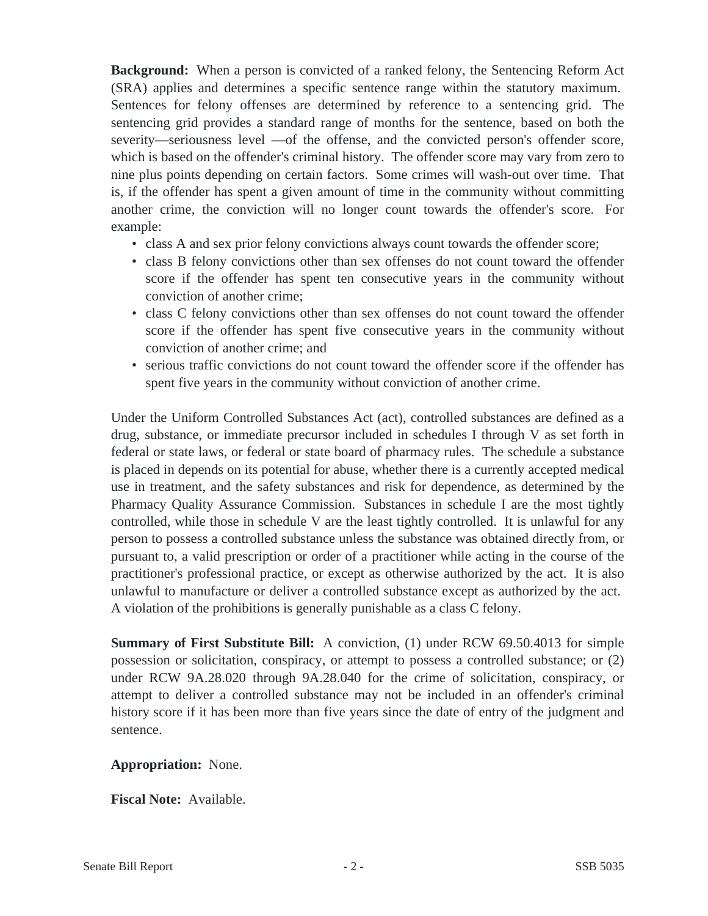**Background:** When a person is convicted of a ranked felony, the Sentencing Reform Act (SRA) applies and determines a specific sentence range within the statutory maximum. Sentences for felony offenses are determined by reference to a sentencing grid. The sentencing grid provides a standard range of months for the sentence, based on both the severity—seriousness level —of the offense, and the convicted person's offender score, which is based on the offender's criminal history. The offender score may vary from zero to nine plus points depending on certain factors. Some crimes will wash-out over time. That is, if the offender has spent a given amount of time in the community without committing another crime, the conviction will no longer count towards the offender's score. For example:

- class A and sex prior felony convictions always count towards the offender score;
- class B felony convictions other than sex offenses do not count toward the offender score if the offender has spent ten consecutive years in the community without conviction of another crime;
- class C felony convictions other than sex offenses do not count toward the offender score if the offender has spent five consecutive years in the community without conviction of another crime; and
- serious traffic convictions do not count toward the offender score if the offender has spent five years in the community without conviction of another crime.

Under the Uniform Controlled Substances Act (act), controlled substances are defined as a drug, substance, or immediate precursor included in schedules I through V as set forth in federal or state laws, or federal or state board of pharmacy rules. The schedule a substance is placed in depends on its potential for abuse, whether there is a currently accepted medical use in treatment, and the safety substances and risk for dependence, as determined by the Pharmacy Quality Assurance Commission. Substances in schedule I are the most tightly controlled, while those in schedule V are the least tightly controlled. It is unlawful for any person to possess a controlled substance unless the substance was obtained directly from, or pursuant to, a valid prescription or order of a practitioner while acting in the course of the practitioner's professional practice, or except as otherwise authorized by the act. It is also unlawful to manufacture or deliver a controlled substance except as authorized by the act. A violation of the prohibitions is generally punishable as a class C felony.

**Summary of First Substitute Bill:** A conviction, (1) under RCW 69.50.4013 for simple possession or solicitation, conspiracy, or attempt to possess a controlled substance; or (2) under RCW 9A.28.020 through 9A.28.040 for the crime of solicitation, conspiracy, or attempt to deliver a controlled substance may not be included in an offender's criminal history score if it has been more than five years since the date of entry of the judgment and sentence.

**Appropriation:** None.

**Fiscal Note:** Available.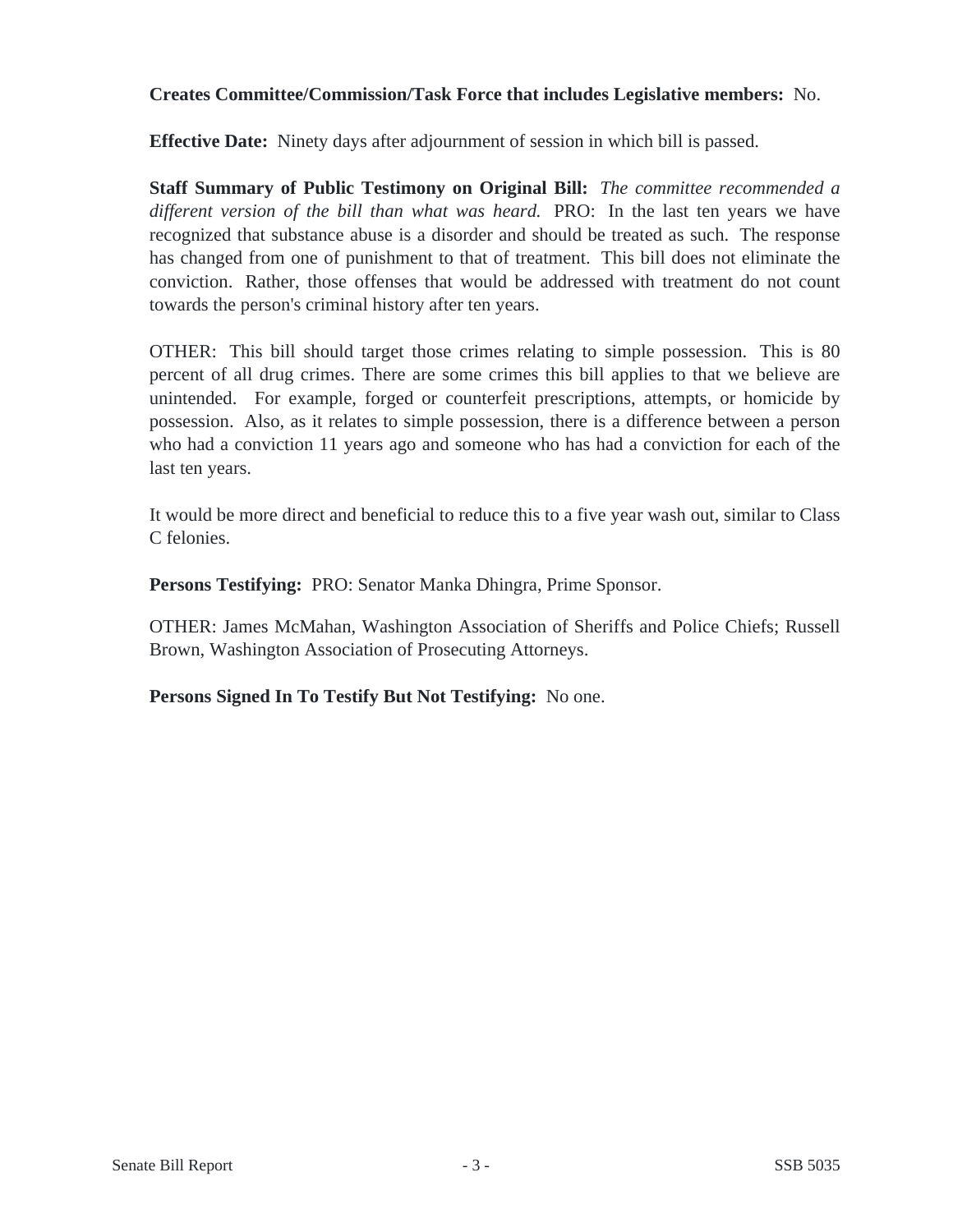**Creates Committee/Commission/Task Force that includes Legislative members:** No.

**Effective Date:** Ninety days after adjournment of session in which bill is passed.

**Staff Summary of Public Testimony on Original Bill:** *The committee recommended a different version of the bill than what was heard.* PRO: In the last ten years we have recognized that substance abuse is a disorder and should be treated as such. The response has changed from one of punishment to that of treatment. This bill does not eliminate the conviction. Rather, those offenses that would be addressed with treatment do not count towards the person's criminal history after ten years.

OTHER: This bill should target those crimes relating to simple possession. This is 80 percent of all drug crimes. There are some crimes this bill applies to that we believe are unintended. For example, forged or counterfeit prescriptions, attempts, or homicide by possession. Also, as it relates to simple possession, there is a difference between a person who had a conviction 11 years ago and someone who has had a conviction for each of the last ten years.

It would be more direct and beneficial to reduce this to a five year wash out, similar to Class C felonies.

**Persons Testifying:** PRO: Senator Manka Dhingra, Prime Sponsor.

OTHER: James McMahan, Washington Association of Sheriffs and Police Chiefs; Russell Brown, Washington Association of Prosecuting Attorneys.

**Persons Signed In To Testify But Not Testifying:** No one.